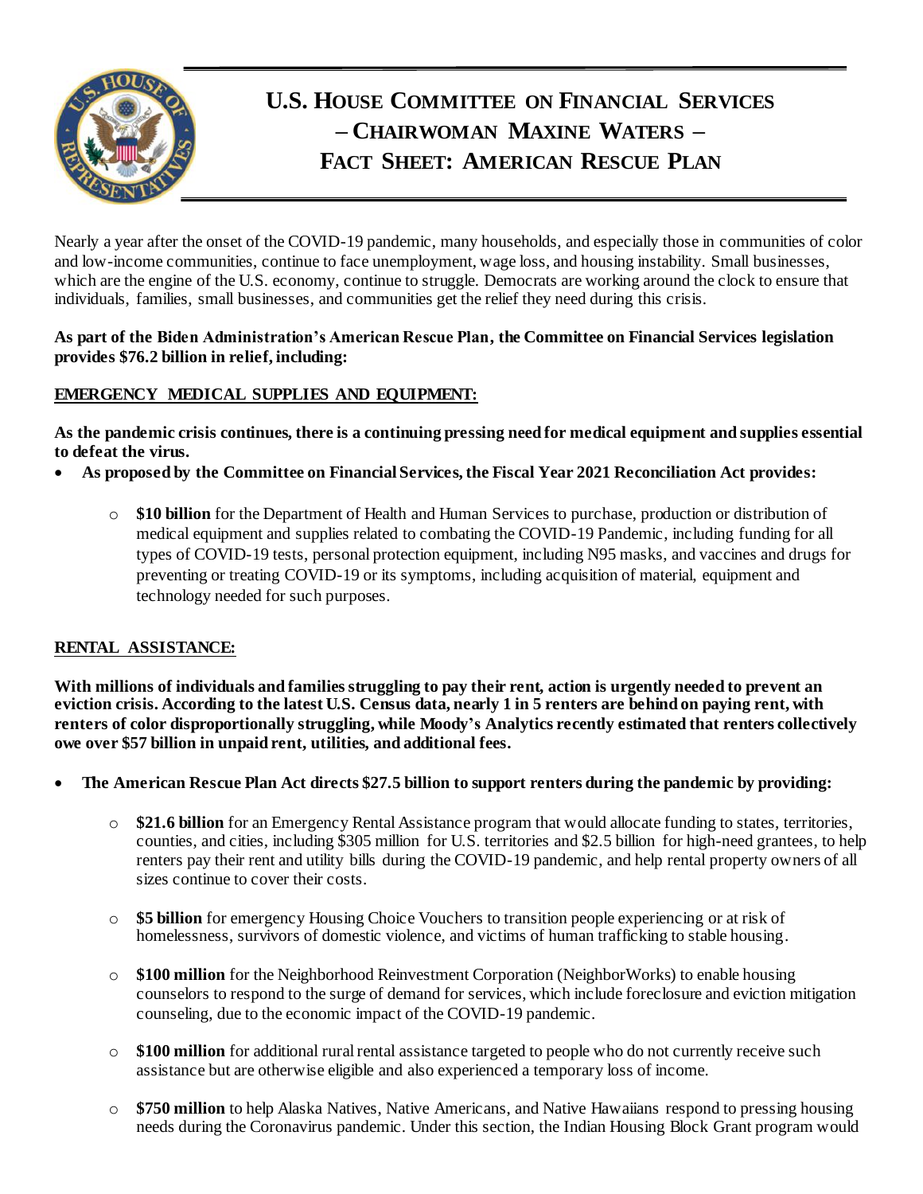# U.S. House Committee on Financial Services – Chairwoman Maxine Waters – Fact Sheet: American Rescue Plan

Nearly a year after the onset of the COVID-19 pandemic, many households, and especially those in communities of color and low-income communities, continue to face unemployment, wage loss, and housing instability. Small businesses, which are the engine of the U.S. economy, continue to struggle. Democrats are working around the clock to ensure that individuals, families, small businesses, and communities get the relief they need during this crisis.

**As part of the Biden Administration's American Rescue Plan, the Committee on Financial Services legislation provides $76.2 billion in relief, including:**

## EMERGENCY MEDICAL SUPPLIES AND EQUIPMENT:

**As the pandemic crisis continues, there is a continuing pressing need for medical equipment and supplies essential to defeat the virus.**

- **As proposed by the Committee on Financial Services, the Fiscal Year 2021 Reconciliation Act provides:**
    - **$10 billion** for the Department of Health and Human Services to purchase, production or distribution of medical equipment and supplies related to combating the COVID-19 Pandemic, including funding for all types of COVID-19 tests, personal protection equipment, including N95 masks, and vaccines and drugs for preventing or treating COVID-19 or its symptoms, including acquisition of material, equipment and technology needed for such purposes.

## RENTAL ASSISTANCE:

**With millions of individuals and families struggling to pay their rent, action is urgently needed to prevent an eviction crisis. According to the latest U.S. Census data, nearly 1 in 5 renters are behind on paying rent, with renters of color disproportionally struggling, while Moody's Analytics recently estimated that renters collectively owe over $57 billion in unpaid rent, utilities, and additional fees.**

- **The American Rescue Plan Act directs $27.5 billion to support renters during the pandemic by providing:**
    - **$21.6 billion** for an Emergency Rental Assistance program that would allocate funding to states, territories, counties, and cities, including $305 million for U.S. territories and $2.5 billion for high-need grantees, to help renters pay their rent and utility bills during the COVID-19 pandemic, and help rental property owners of all sizes continue to cover their costs.
    - **$5 billion** for emergency Housing Choice Vouchers to transition people experiencing or at risk of homelessness, survivors of domestic violence, and victims of human trafficking to stable housing.
    - **$100 million** for the Neighborhood Reinvestment Corporation (NeighborWorks) to enable housing counselors to respond to the surge of demand for services, which include foreclosure and eviction mitigation counseling, due to the economic impact of the COVID-19 pandemic.
    - **$100 million** for additional rural rental assistance targeted to people who do not currently receive such assistance but are otherwise eligible and also experienced a temporary loss of income.
    - **$750 million** to help Alaska Natives, Native Americans, and Native Hawaiians respond to pressing housing needs during the Coronavirus pandemic. Under this section, the Indian Housing Block Grant program would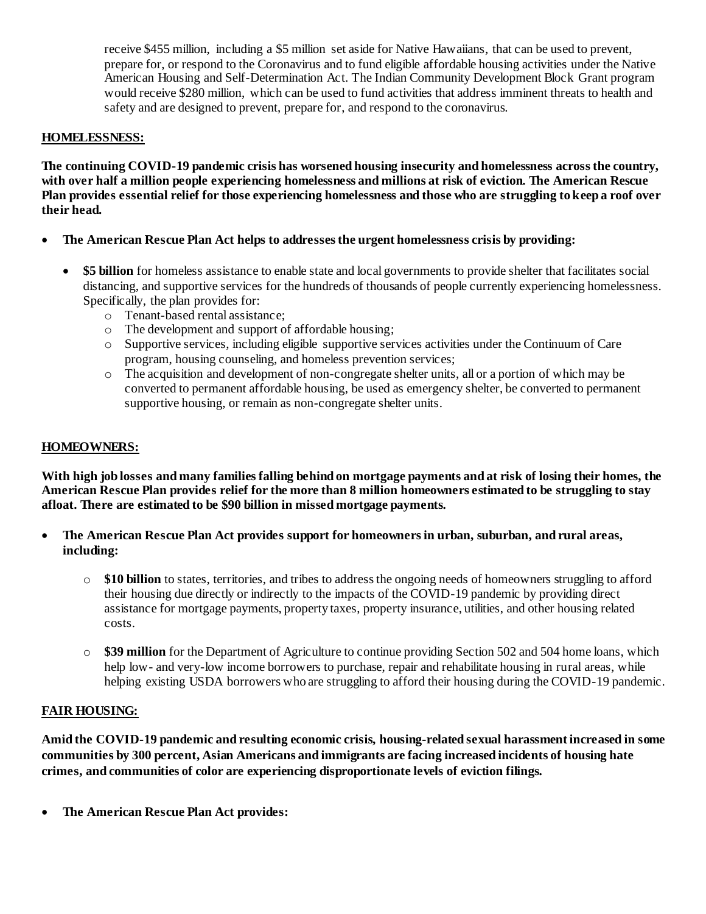receive \$455 million, including a \$5 million set aside for Native Hawaiians, that can be used to prevent, prepare for, or respond to the Coronavirus and to fund eligible affordable housing activities under the Native American Housing and Self-Determination Act. The Indian Community Development Block Grant program would receive \$280 million, which can be used to fund activities that address imminent threats to health and safety and are designed to prevent, prepare for, and respond to the coronavirus.

**HOMELESSNESS:**

**The continuing COVID-19 pandemic crisis has worsened housing insecurity and homelessness across the country, with over half a million people experiencing homelessness and millions at risk of eviction. The American Rescue Plan provides essential relief for those experiencing homelessness and those who are struggling to keep a roof over their head.**

- **The American Rescue Plan Act helps to addresses the urgent homelessness crisis by providing:**
  - **\$5 billion** for homeless assistance to enable state and local governments to provide shelter that facilitates social distancing, and supportive services for the hundreds of thousands of people currently experiencing homelessness. Specifically, the plan provides for:
    - Tenant-based rental assistance;
    - The development and support of affordable housing;
    - Supportive services, including eligible supportive services activities under the Continuum of Care program, housing counseling, and homeless prevention services;
    - The acquisition and development of non-congregate shelter units, all or a portion of which may be converted to permanent affordable housing, be used as emergency shelter, be converted to permanent supportive housing, or remain as non-congregate shelter units.

**HOMEOWNERS:**

**With high job losses and many families falling behind on mortgage payments and at risk of losing their homes, the American Rescue Plan provides relief for the more than 8 million homeowners estimated to be struggling to stay afloat. There are estimated to be \$90 billion in missed mortgage payments.**

- **The American Rescue Plan Act provides support for homeowners in urban, suburban, and rural areas, including:**
  - **\$10 billion** to states, territories, and tribes to address the ongoing needs of homeowners struggling to afford their housing due directly or indirectly to the impacts of the COVID-19 pandemic by providing direct assistance for mortgage payments, property taxes, property insurance, utilities, and other housing related costs.
  - **\$39 million** for the Department of Agriculture to continue providing Section 502 and 504 home loans, which help low- and very-low income borrowers to purchase, repair and rehabilitate housing in rural areas, while helping existing USDA borrowers who are struggling to afford their housing during the COVID-19 pandemic.

**FAIR HOUSING:**

**Amid the COVID-19 pandemic and resulting economic crisis, housing-related sexual harassment increased in some communities by 300 percent, Asian Americans and immigrants are facing increased incidents of housing hate crimes, and communities of color are experiencing disproportionate levels of eviction filings.**

- **The American Rescue Plan Act provides:**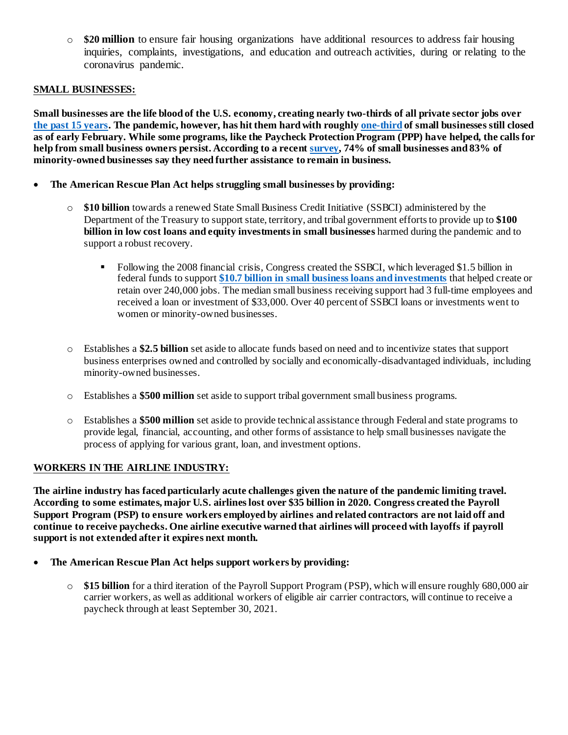- **$20 million** to ensure fair housing organizations have additional resources to address fair housing inquiries, complaints, investigations, and education and outreach activities, during or relating to the coronavirus pandemic.

**SMALL BUSINESSES:**

**Small businesses are the life blood of the U.S. economy, creating nearly two-thirds of all private sector jobs over the past 15 years. The pandemic, however, has hit them hard with roughly one-third of small businesses still closed as of early February. While some programs, like the Paycheck Protection Program (PPP) have helped, the calls for help from small business owners persist. According to a recent survey, 74% of small businesses and 83% of minority-owned businesses say they need further assistance to remain in business.**

- **The American Rescue Plan Act helps struggling small businesses by providing:**
  - **$10 billion** towards a renewed State Small Business Credit Initiative (SSBCI) administered by the Department of the Treasury to support state, territory, and tribal government efforts to provide up to **$100 billion in low cost loans and equity investments in small businesses** harmed during the pandemic and to support a robust recovery.
    - Following the 2008 financial crisis, Congress created the SSBCI, which leveraged $1.5 billion in federal funds to support **$10.7 billion in small business loans and investments** that helped create or retain over 240,000 jobs. The median small business receiving support had 3 full-time employees and received a loan or investment of $33,000. Over 40 percent of SSBCI loans or investments went to women or minority-owned businesses.
  - Establishes a **$2.5 billion** set aside to allocate funds based on need and to incentivize states that support business enterprises owned and controlled by socially and economically-disadvantaged individuals, including minority-owned businesses.
  - Establishes a **$500 million** set aside to support tribal government small business programs.
  - Establishes a **$500 million** set aside to provide technical assistance through Federal and state programs to provide legal, financial, accounting, and other forms of assistance to help small businesses navigate the process of applying for various grant, loan, and investment options.

**WORKERS IN THE AIRLINE INDUSTRY:**

**The airline industry has faced particularly acute challenges given the nature of the pandemic limiting travel. According to some estimates, major U.S. airlines lost over $35 billion in 2020. Congress created the Payroll Support Program (PSP) to ensure workers employed by airlines and related contractors are not laid off and continue to receive paychecks. One airline executive warned that airlines will proceed with layoffs if payroll support is not extended after it expires next month.**

- **The American Rescue Plan Act helps support workers by providing:**
  - **$15 billion** for a third iteration of the Payroll Support Program (PSP), which will ensure roughly 680,000 air carrier workers, as well as additional workers of eligible air carrier contractors, will continue to receive a paycheck through at least September 30, 2021.